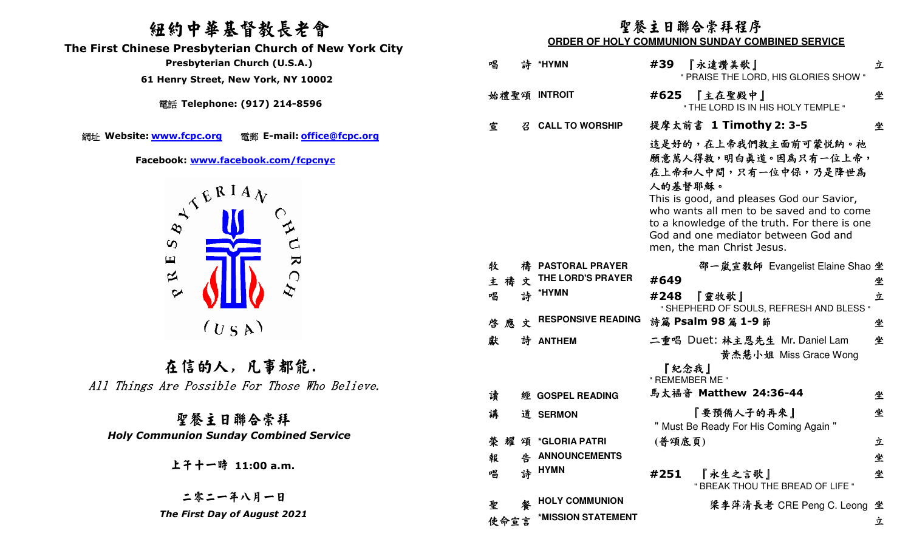# 紐約中華基督教長老會

## The First Chinese Presbyterian Church of New York City

**Presbyterian Church (U.S.A.)**

**61 Henry Street, New York, NY 10002**

電話 **Telephone: (917) 214-8596**

網址 **Website: www.fcpc.org** 電郵 **E-mail: office@fcpc.org**

**Facebook: www.facebook.com/fcpcnyc**

## 在信的人，凡事都能.

*All Things Are Possible For Those Who Believe.*

## 聖餐主日聯合崇拜

***Holy Communion Sunday Combined Service***

**上午十一時 11:00 a.m.**

**二零二一年八月一日**

***The First Day of August 2021***

## 聖餐主日聯合崇拜程序

**ORDER OF HOLY COMMUNION SUNDAY COMBINED SERVICE**

| | | | |
|---|---|---|---|
| 唱詩 | ***HYMN** | **#39** 『永遠讚美歌』 " PRAISE THE LORD, HIS GLORIES SHOW " | 立 |
| 始禮聖頌 | **INTROIT** | **#625** 『主在聖殿中』 " THE LORD IS IN HIS HOLY TEMPLE " | 坐 |
| 宣召 | **CALL TO WORSHIP** | 提摩太前書 **1 Timothy 2: 3-5** | 坐 |

這是好的，在上帝我們救主面前可蒙悅納。祂願意萬人得救，明白真道。因爲只有一位上帝，在上帝和人中間，只有一位中保，乃是降世爲人的基督耶穌。
This is good, and pleases God our Savior, who wants all men to be saved and to come to a knowledge of the truth. For there is one God and one mediator between God and men, the man Christ Jesus.

| | | | |
|---|---|---|---|
| 牧禱 | **PASTORAL PRAYER** | 邵一嵐宣教師 Evangelist Elaine Shao | 坐 |
| 主禱文 | **THE LORD'S PRAYER** | **#649** | 坐 |
| 唱詩 | ***HYMN** | **#248** 『靈牧歌』 " SHEPHERD OF SOULS, REFRESH AND BLESS " | 立 |
| 啓應文 | **RESPONSIVE READING** | 詩篇 **Psalm 98** 篇 **1-9** 節 | 坐 |
| 獻詩 | **ANTHEM** | 二重唱 Duet: 林主恩先生 Mr. Daniel Lam / 黄杰慧小姐 Miss Grace Wong 『紀念我』 " REMEMBER ME " | 坐 |
| 讀經 | **GOSPEL READING** | 馬太福音 **Matthew 24:36-44** | 坐 |
| 講道 | **SERMON** | 『要預備人子的再來』 " Must Be Ready For His Coming Again " | 坐 |
| 榮耀頌 | ***GLORIA PATRI** | (普頌底頁) | 立 |
| 報告 | **ANNOUNCEMENTS** | | 坐 |
| 唱詩 | **HYMN** | **#251** 『永生之言歌』 " BREAK THOU THE BREAD OF LIFE " | 坐 |
| 聖餐 | **HOLY COMMUNION** | 梁李萍清長老 CRE Peng C. Leong | 坐 |
| 使命宣言 | ***MISSION STATEMENT** | | 立 |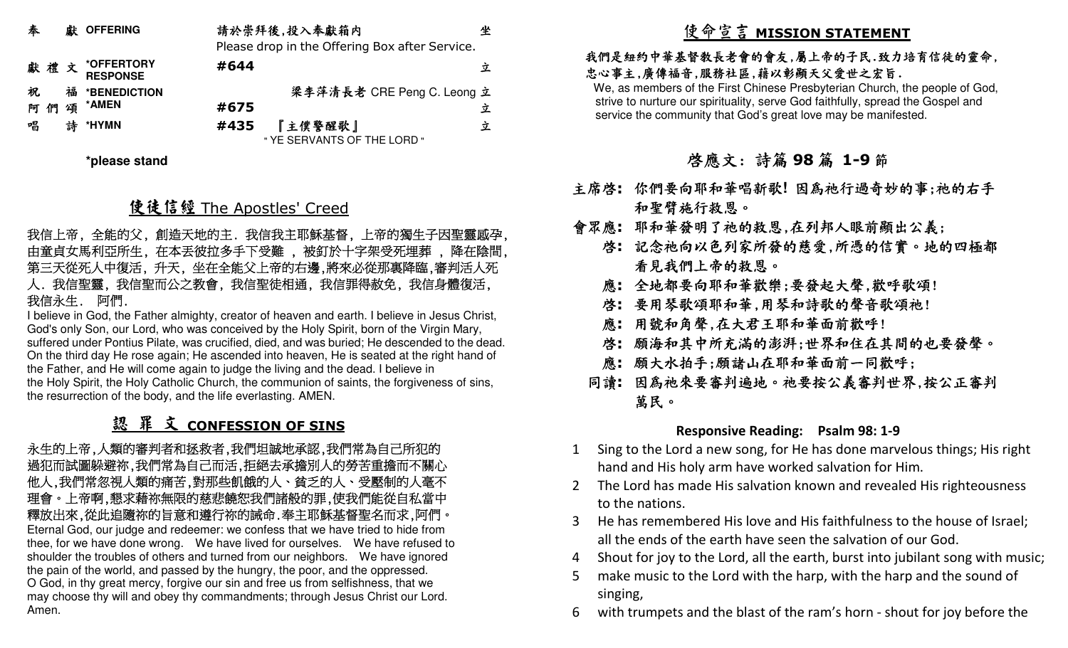| | | | |
|---|---|---|---|
| 奉　獻 OFFERING | 請於崇拜後,投入奉獻箱內<br>Please drop in the Offering Box after Service. | | 坐 |
| 獻禮文 *OFFERTORY RESPONSE | #644 | | 立 |
| 祝　福 *BENEDICTION | | 梁李萍清長老 CRE Peng C. Leong | 立 |
| 阿們頌 *AMEN | #675 | | 立 |
| 唱　詩 *HYMN | #435 | 『主僕警醒歌』<br>" YE SERVANTS OF THE LORD " | 立 |

*please stand

## 使徒信經 The Apostles' Creed

我信上帝，全能的父，創造天地的主．我信我主耶穌基督，上帝的獨生子因聖靈感孕，由童貞女馬利亞所生，在本丟彼拉多手下受難 ，被釘於十字架受死埋葬 ，降在陰間，第三天從死人中復活，升天，坐在全能父上帝的右邊,將來必從那裏降臨,審判活人死人．我信聖靈，我信聖而公之教會，我信聖徒相通，我信罪得赦免，我信身體復活，我信永生． 阿們．

I believe in God, the Father almighty, creator of heaven and earth. I believe in Jesus Christ, God's only Son, our Lord, who was conceived by the Holy Spirit, born of the Virgin Mary, suffered under Pontius Pilate, was crucified, died, and was buried; He descended to the dead. On the third day He rose again; He ascended into heaven, He is seated at the right hand of the Father, and He will come again to judge the living and the dead. I believe in the Holy Spirit, the Holy Catholic Church, the communion of saints, the forgiveness of sins, the resurrection of the body, and the life everlasting. AMEN.

## 認 罪 文 CONFESSION OF SINS

永生的上帝,人類的審判者和拯救者,我們坦誠地承認,我們常為自己所犯的過犯而試圖躲避祢,我們常為自己而活,拒絕去承擔別人的勞苦重擔而不關心他人,我們常忽視人類的痛苦,對那些飢餓的人、貧乏的人、受壓制的人毫不理會。上帝啊,懇求藉祢無限的慈悲饒恕我們諸般的罪,使我們能從自私當中釋放出來,從此追隨祢的旨意和遵行祢的誡命.奉主耶穌基督聖名而求,阿們。

Eternal God, our judge and redeemer: we confess that we have tried to hide from thee, for we have done wrong. We have lived for ourselves. We have refused to shoulder the troubles of others and turned from our neighbors. We have ignored the pain of the world, and passed by the hungry, the poor, and the oppressed. O God, in thy great mercy, forgive our sin and free us from selfishness, that we may choose thy will and obey thy commandments; through Jesus Christ our Lord. Amen.

## 使命宣言 MISSION STATEMENT

我們是紐約中華基督教長老會的會友,屬上帝的子民.致力培育信徒的靈命,忠心事主,廣傳福音,服務社區,藉以彰顯天父愛世之宏旨.

We, as members of the First Chinese Presbyterian Church, the people of God, strive to nurture our spirituality, serve God faithfully, spread the Gospel and service the community that God's great love may be manifested.

## 啓應文: 詩篇 98 篇 1-9 節

**主席啓:** 你們要向耶和華唱新歌! 因爲祂行過奇妙的事;祂的右手和聖臂施行救恩。

**會眾應:** 耶和華發明了祂的救恩,在列邦人眼前顯出公義;

**啓:** 記念祂向以色列家所發的慈愛,所憑的信實。地的四極都看見我們上帝的救恩。

**應:** 全地都要向耶和華歡樂;要發起大聲,歡呼歌頌!

**啓:** 要用琴歌頌耶和華,用琴和詩歌的聲音歌頌祂!

**應:** 用號和角聲,在大君王耶和華面前歡呼!

**啓:** 願海和其中所充滿的澎湃;世界和住在其間的也要發聲。

**應:** 願大水拍手;願諸山在耶和華面前一同歡呼;

**同讀:** 因爲祂來要審判遍地。祂要按公義審判世界,按公正審判萬民。

### Responsive Reading: Psalm 98: 1-9

1. Sing to the Lord a new song, for He has done marvelous things; His right hand and His holy arm have worked salvation for Him.
2. The Lord has made His salvation known and revealed His righteousness to the nations.
3. He has remembered His love and His faithfulness to the house of Israel; all the ends of the earth have seen the salvation of our God.
4. Shout for joy to the Lord, all the earth, burst into jubilant song with music;
5. make music to the Lord with the harp, with the harp and the sound of singing,
6. with trumpets and the blast of the ram's horn - shout for joy before the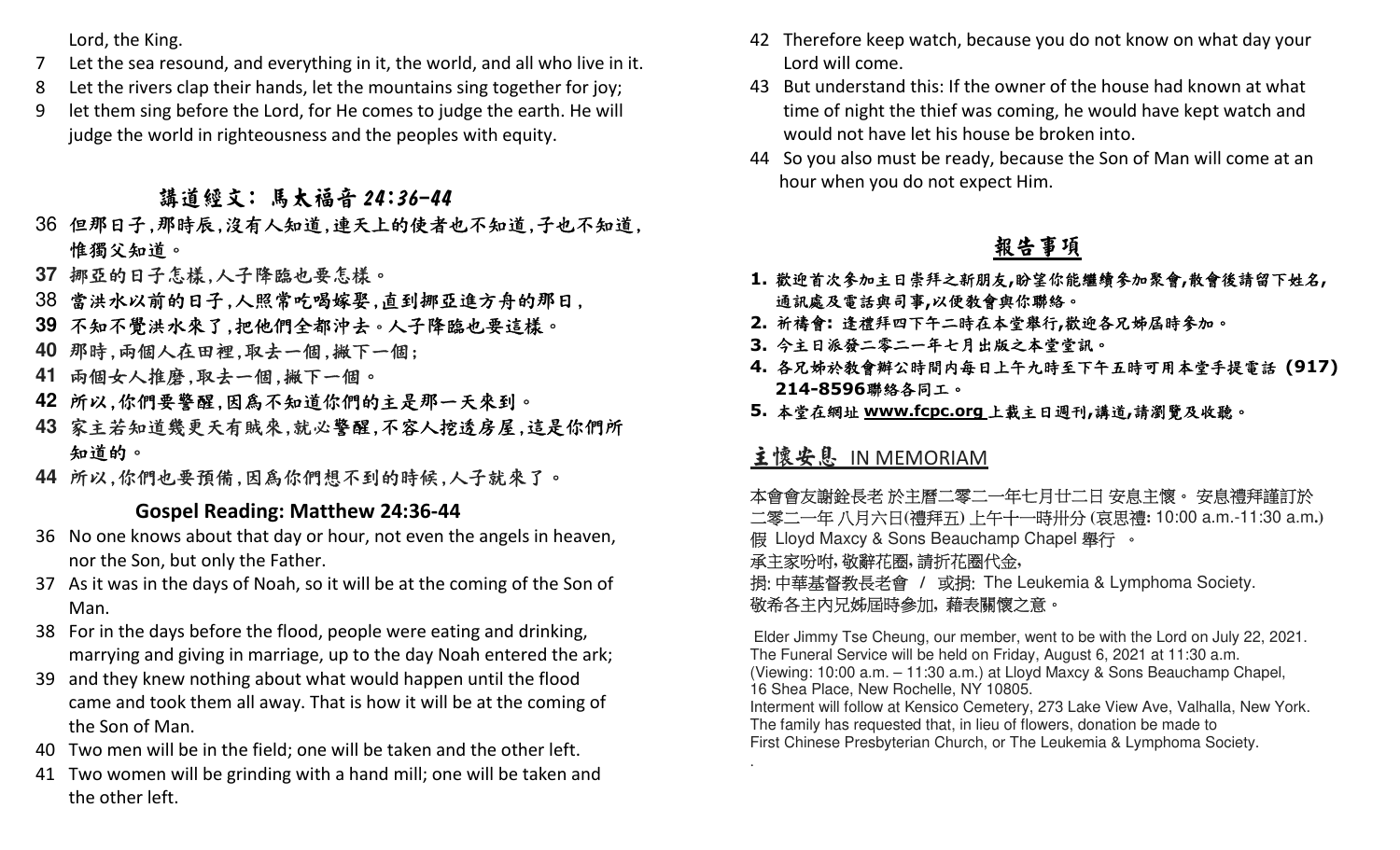Lord, the King.

7 Let the sea resound, and everything in it, the world, and all who live in it.
8 Let the rivers clap their hands, let the mountains sing together for joy;
9 let them sing before the Lord, for He comes to judge the earth. He will judge the world in righteousness and the peoples with equity.

## 講道經文：馬太福音 24:36-44

36 但那日子,那時辰,沒有人知道,連天上的使者也不知道,子也不知道,惟獨父知道。
37 挪亞的日子怎樣,人子降臨也要怎樣。
38 當洪水以前的日子,人照常吃喝嫁娶,直到挪亞進方舟的那日,
39 不知不覺洪水來了,把他們全都沖去。人子降臨也要這樣。
40 那時,兩個人在田裡,取去一個,撇下一個;
41 兩個女人推磨,取去一個,撇下一個。
42 所以,你們要警醒,因為不知道你們的主是那一天來到。
43 家主若知道幾更天有賊來,就必警醒,不容人挖透房屋,這是你們所知道的。
44 所以,你們也要預備,因為你們想不到的時候,人子就來了。

### Gospel Reading: Matthew 24:36-44

36 No one knows about that day or hour, not even the angels in heaven, nor the Son, but only the Father.
37 As it was in the days of Noah, so it will be at the coming of the Son of Man.
38 For in the days before the flood, people were eating and drinking, marrying and giving in marriage, up to the day Noah entered the ark;
39 and they knew nothing about what would happen until the flood came and took them all away. That is how it will be at the coming of the Son of Man.
40 Two men will be in the field; one will be taken and the other left.
41 Two women will be grinding with a hand mill; one will be taken and the other left.
42 Therefore keep watch, because you do not know on what day your Lord will come.
43 But understand this: If the owner of the house had known at what time of night the thief was coming, he would have kept watch and would not have let his house be broken into.
44 So you also must be ready, because the Son of Man will come at an hour when you do not expect Him.

## 報告事項

1. 歡迎首次參加主日崇拜之新朋友,盼望你能繼續參加聚會,散會後請留下姓名,通訊處及電話與司事,以便教會與你聯絡。
2. 祈禱會: 逢禮拜四下午二時在本堂舉行,歡迎各兄姊屆時參加。
3. 今主日派發二零二一年七月出版之本堂堂訊。
4. 各兄姊於教會辦公時間內每日上午九時至下午五時可用本堂手提電話 (917) 214-8596聯絡各同工。
5. 本堂在網址 www.fcpc.org 上載主日週刊,講道,請瀏覽及收聽。

## 主懷安息 IN MEMORIAM

本會會友謝銓長老 於主曆二零二一年七月廿二日 安息主懷。 安息禮拜謹訂於二零二一年 八月六日(禮拜五) 上午十一時卅分 (哀思禮: 10:00 a.m.-11:30 a.m.) 假 Lloyd Maxcy & Sons Beauchamp Chapel 舉行 。
承主家吩咐,敬辭花圈,請折花圈代金,
捐: 中華基督教長老會 / 或捐: The Leukemia & Lymphoma Society.
敬希各主內兄姊屆時參加, 藉表關懷之意。

Elder Jimmy Tse Cheung, our member, went to be with the Lord on July 22, 2021.
The Funeral Service will be held on Friday, August 6, 2021 at 11:30 a.m.
(Viewing: 10:00 a.m. – 11:30 a.m.) at Lloyd Maxcy & Sons Beauchamp Chapel,
16 Shea Place, New Rochelle, NY 10805.
Interment will follow at Kensico Cemetery, 273 Lake View Ave, Valhalla, New York.
The family has requested that, in lieu of flowers, donation be made to
First Chinese Presbyterian Church, or The Leukemia & Lymphoma Society.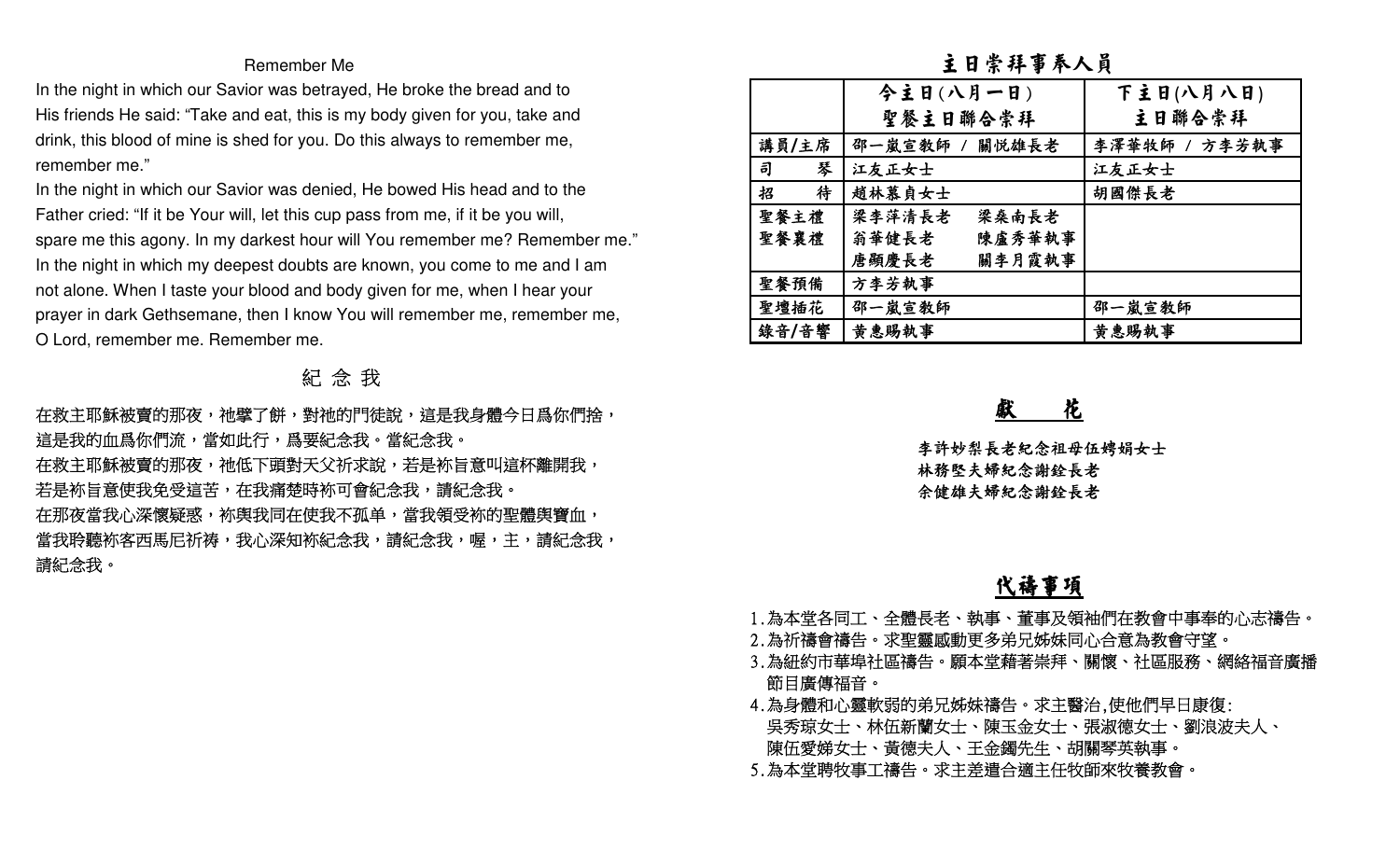## Remember Me

In the night in which our Savior was betrayed, He broke the bread and to His friends He said: "Take and eat, this is my body given for you, take and drink, this blood of mine is shed for you. Do this always to remember me, remember me."

In the night in which our Savior was denied, He bowed His head and to the Father cried: "If it be Your will, let this cup pass from me, if it be you will, spare me this agony. In my darkest hour will You remember me? Remember me."

In the night in which my deepest doubts are known, you come to me and I am not alone. When I taste your blood and body given for me, when I hear your prayer in dark Gethsemane, then I know You will remember me, remember me, O Lord, remember me. Remember me.

## 紀 念 我

在救主耶穌被賣的那夜，祂擘了餅，對祂的門徒說，這是我身體今日爲你們捨，這是我的血爲你們流，當如此行，爲要紀念我。當紀念我。

在救主耶穌被賣的那夜，祂低下頭對天父祈求說，若是祢旨意叫這杯離開我，若是祢旨意使我免受這苦，在我痛楚時祢可會紀念我，請紀念我。

在那夜當我心深懷疑惑，祢與我同在使我不孤单，當我領受祢的聖體與寶血，當我聆聽祢客西馬尼祈禱，我心深知祢紀念我，請紀念我，喔，主，請紀念我，請紀念我。

## 主日崇拜事奉人員

| | 今主日(八月一日)<br>聖餐主日聯合崇拜 | 下主日(八月八日)<br>主日聯合崇拜 |
|---|---|---|
| 講員/主席 | 邵一嵐宣教師 / 關悦雄長老 | 李澤華牧師 / 方李芳執事 |
| 司　　琴 | 江友正女士 | 江友正女士 |
| 招　　待 | 趙林慕貞女士 | 胡國傑長老 |
| 聖餐主禮<br>聖餐襄禮 | 梁李萍清長老　梁燊南長老<br>翁華健長老　陳盧秀華執事<br>唐顯慶長老　關李月霞執事 | |
| 聖餐預備 | 方李芳執事 | |
| 聖壇插花 | 邵一嵐宣教師 | 邵一嵐宣教師 |
| 錄音/音響 | 黄惠賜執事 | 黄惠賜執事 |

## 獻　花

李許妙梨長老紀念祖母伍娉娟女士

林務堅夫婦紀念謝銓長老

余健雄夫婦紀念謝銓長老

## 代禱事項

1. 為本堂各同工、全體長老、執事、董事及領袖們在教會中事奉的心志禱告。
2. 為祈禱會禱告。求聖靈感動更多弟兄姊妹同心合意為教會守望。
3. 為紐約市華埠社區禱告。願本堂藉著崇拜、關懷、社區服務、網絡福音廣播節目廣傳福音。
4. 為身體和心靈軟弱的弟兄姊妹禱告。求主醫治,使他們早日康復:
   吳秀琼女士、林伍新蘭女士、陳玉金女士、張淑德女士、劉浪波夫人、陳伍愛娣女士、黃德夫人、王金鐲先生、胡關琴英執事。
5. 為本堂聘牧事工禱告。求主差遣合適主任牧師來牧養教會。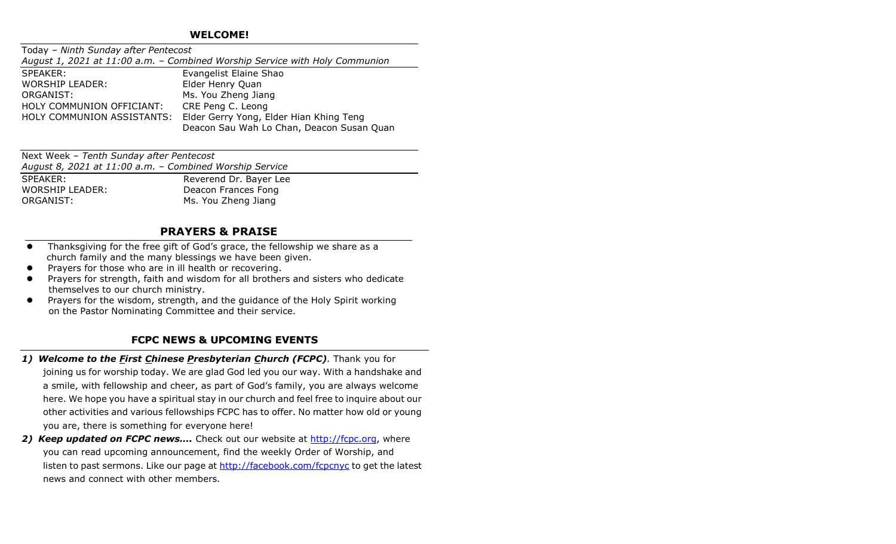## WELCOME!

Today – *Ninth Sunday after Pentecost*
*August 1, 2021 at 11:00 a.m. – Combined Worship Service with Holy Communion*

| | |
|---|---|
| SPEAKER: | Evangelist Elaine Shao |
| WORSHIP LEADER: | Elder Henry Quan |
| ORGANIST: | Ms. You Zheng Jiang |
| HOLY COMMUNION OFFICIANT: | CRE Peng C. Leong |
| HOLY COMMUNION ASSISTANTS: | Elder Gerry Yong, Elder Hian Khing Teng<br>Deacon Sau Wah Lo Chan, Deacon Susan Quan |

Next Week – *Tenth Sunday after Pentecost*
*August 8, 2021 at 11:00 a.m. – Combined Worship Service*

| | |
|---|---|
| SPEAKER: | Reverend Dr. Bayer Lee |
| WORSHIP LEADER: | Deacon Frances Fong |
| ORGANIST: | Ms. You Zheng Jiang |

## PRAYERS & PRAISE

- Thanksgiving for the free gift of God's grace, the fellowship we share as a church family and the many blessings we have been given.
- Prayers for those who are in ill health or recovering.
- Prayers for strength, faith and wisdom for all brothers and sisters who dedicate themselves to our church ministry.
- Prayers for the wisdom, strength, and the guidance of the Holy Spirit working on the Pastor Nominating Committee and their service.

## FCPC NEWS & UPCOMING EVENTS

1) ***Welcome to the First Chinese Presbyterian Church (FCPC)**.* Thank you for joining us for worship today. We are glad God led you our way. With a handshake and a smile, with fellowship and cheer, as part of God's family, you are always welcome here. We hope you have a spiritual stay in our church and feel free to inquire about our other activities and various fellowships FCPC has to offer. No matter how old or young you are, there is something for everyone here!

2) ***Keep updated on FCPC news….*** Check out our website at http://fcpc.org, where you can read upcoming announcement, find the weekly Order of Worship, and listen to past sermons. Like our page at http://facebook.com/fcpcnyc to get the latest news and connect with other members.